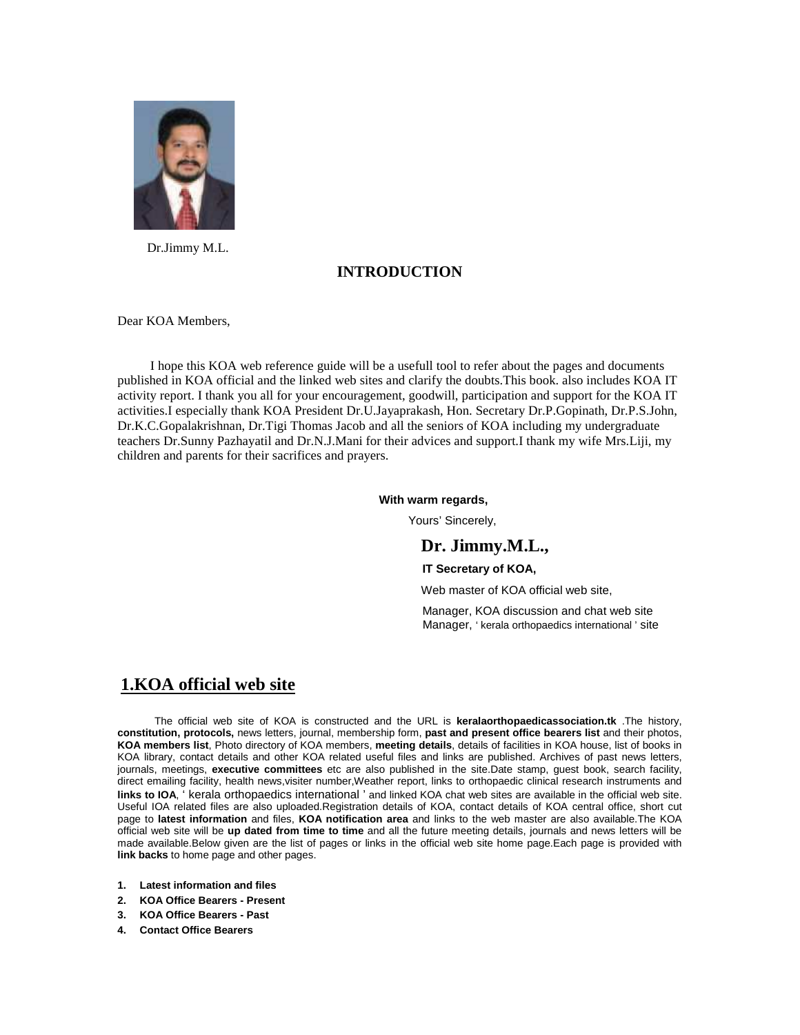Dr.Jimmy M.L.

## INTRODUCTION

Dear KOA Members,

I hope this KOA web reference guide will be a usefull tool to refer about the pages and documents published in KOA official and the linked web sites and clarify the doubts.This book. also includes KOA IT activity report. I thank you all for your encouragement, goodwill, participation and support for the KOA IT activities.I especially thank KOA President Dr.U.Jayaprakash, Hon. Secretary Dr.P.Gopinath, Dr.P.S.John, Dr.K.C.Gopalakrishnan, Dr.Tigi Thomas Jacob and all the seniors of KOA including my undergraduate teachers Dr.Sunny Pazhayatil and Dr.N.J.Mani for their advices and support.I thank my wife Mrs.Liji, my children and parents for their sacrifices and prayers.

**With warm regards,**

Yours' Sincerely,

**Dr. Jimmy.M.L.,**

**IT Secretary of KOA,**

Web master of KOA official web site,

Manager, KOA discussion and chat web site

Manager, ' kerala orthopaedics international ' site

## 1.KOA official web site

The official web site of KOA is constructed and the URL is **keralaorthopaedicassociation.tk** .The history, **constitution, protocols,** news letters, journal, membership form, **past and present office bearers list** and their photos, **KOA members list**, Photo directory of KOA members, **meeting details**, details of facilities in KOA house, list of books in KOA library, contact details and other KOA related useful files and links are published. Archives of past news letters, journals, meetings, **executive committees** etc are also published in the site.Date stamp, guest book, search facility, direct emailing facility, health news,visiter number,Weather report, links to orthopaedic clinical research instruments and **links to IOA**, ' kerala orthopaedics international ' and linked KOA chat web sites are available in the official web site. Useful IOA related files are also uploaded.Registration details of KOA, contact details of KOA central office, short cut page to **latest information** and files, **KOA notification area** and links to the web master are also available.The KOA official web site will be **up dated from time to time** and all the future meeting details, journals and news letters will be made available.Below given are the list of pages or links in the official web site home page.Each page is provided with **link backs** to home page and other pages.

1. **Latest information and files**
2. **KOA Office Bearers - Present**
3. **KOA Office Bearers - Past**
4. **Contact Office Bearers**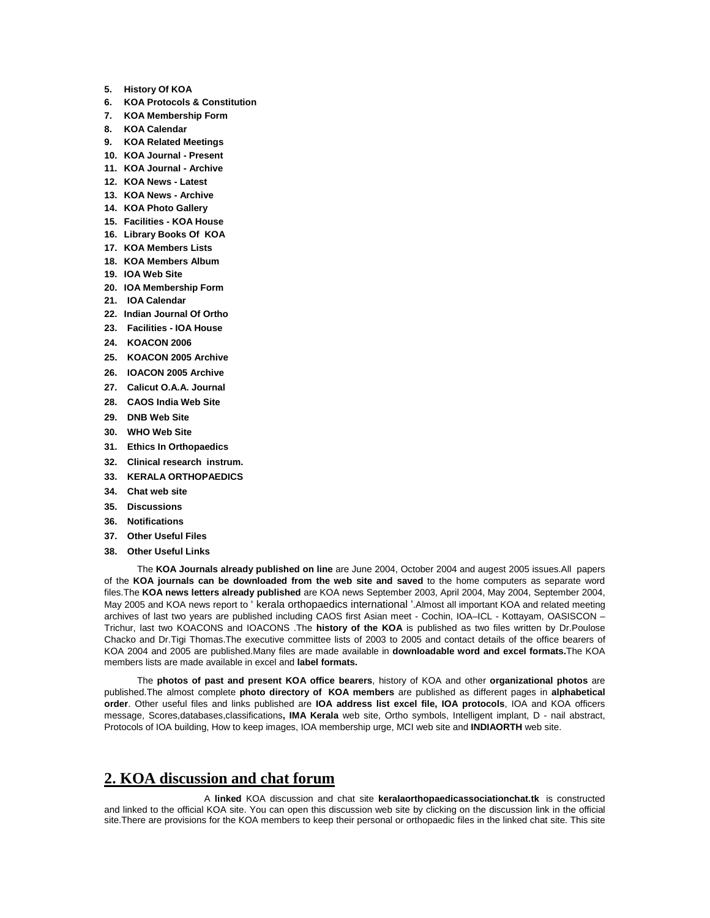5. **History Of KOA**
6. **KOA Protocols & Constitution**
7. **KOA Membership Form**
8. **KOA Calendar**
9. **KOA Related Meetings**
10. **KOA Journal - Present**
11. **KOA Journal - Archive**
12. **KOA News - Latest**
13. **KOA News - Archive**
14. **KOA Photo Gallery**
15. **Facilities - KOA House**
16. **Library Books Of KOA**
17. **KOA Members Lists**
18. **KOA Members Album**
19. **IOA Web Site**
20. **IOA Membership Form**
21. **IOA Calendar**
22. **Indian Journal Of Ortho**
23. **Facilities - IOA House**
24. **KOACON 2006**
25. **KOACON 2005 Archive**
26. **IOACON 2005 Archive**
27. **Calicut O.A.A. Journal**
28. **CAOS India Web Site**
29. **DNB Web Site**
30. **WHO Web Site**
31. **Ethics In Orthopaedics**
32. **Clinical research instrum.**
33. **KERALA ORTHOPAEDICS**
34. **Chat web site**
35. **Discussions**
36. **Notifications**
37. **Other Useful Files**
38. **Other Useful Links**

The **KOA Journals already published on line** are June 2004, October 2004 and augest 2005 issues.All papers of the **KOA journals can be downloaded from the web site and saved** to the home computers as separate word files.The **KOA news letters already published** are KOA news September 2003, April 2004, May 2004, September 2004, May 2005 and KOA news report to ' kerala orthopaedics international '.Almost all important KOA and related meeting archives of last two years are published including CAOS first Asian meet - Cochin, IOA–ICL - Kottayam, OASISCON – Trichur, last two KOACONS and IOACONS .The **history of the KOA** is published as two files written by Dr.Poulose Chacko and Dr.Tigi Thomas.The executive committee lists of 2003 to 2005 and contact details of the office bearers of KOA 2004 and 2005 are published.Many files are made available in **downloadable word and excel formats.**The KOA members lists are made available in excel and **label formats.**

The **photos of past and present KOA office bearers**, history of KOA and other **organizational photos** are published.The almost complete **photo directory of KOA members** are published as different pages in **alphabetical order**. Other useful files and links published are **IOA address list excel file, IOA protocols**, IOA and KOA officers message, Scores,databases,classifications**, IMA Kerala** web site, Ortho symbols, Intelligent implant, D - nail abstract, Protocols of IOA building, How to keep images, IOA membership urge, MCI web site and **INDIAORTH** web site.

## 2. KOA discussion and chat forum

A **linked** KOA discussion and chat site **keralaorthopaedicassociationchat.tk** is constructed and linked to the official KOA site. You can open this discussion web site by clicking on the discussion link in the official site.There are provisions for the KOA members to keep their personal or orthopaedic files in the linked chat site. This site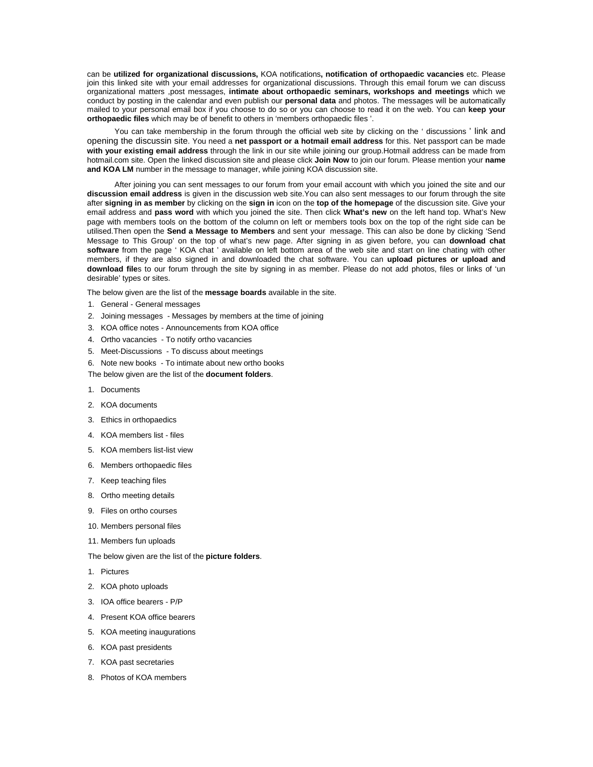can be **utilized for organizational discussions,** KOA notifications**, notification of orthopaedic vacancies** etc. Please join this linked site with your email addresses for organizational discussions. Through this email forum we can discuss organizational matters ,post messages, **intimate about orthopaedic seminars, workshops and meetings** which we conduct by posting in the calendar and even publish our **personal data** and photos. The messages will be automatically mailed to your personal email box if you choose to do so or you can choose to read it on the web. You can **keep your orthopaedic files** which may be of benefit to others in 'members orthopaedic files '.

You can take membership in the forum through the official web site by clicking on the ' discussions ' link and opening the discussin site. You need a **net passport or a hotmail email address** for this. Net passport can be made **with your existing email address** through the link in our site while joining our group.Hotmail address can be made from hotmail.com site. Open the linked discussion site and please click **Join Now** to join our forum. Please mention your **name and KOA LM** number in the message to manager, while joining KOA discussion site.

After joining you can sent messages to our forum from your email account with which you joined the site and our **discussion email address** is given in the discussion web site.You can also sent messages to our forum through the site after **signing in as member** by clicking on the **sign in** icon on the **top of the homepage** of the discussion site. Give your email address and **pass word** with which you joined the site. Then click **What's new** on the left hand top. What's New page with members tools on the bottom of the column on left or members tools box on the top of the right side can be utilised.Then open the **Send a Message to Members** and sent your message. This can also be done by clicking 'Send Message to This Group' on the top of what's new page. After signing in as given before, you can **download chat software** from the page ' KOA chat ' available on left bottom area of the web site and start on line chating with other members, if they are also signed in and downloaded the chat software. You can **upload pictures or upload and download file**s to our forum through the site by signing in as member. Please do not add photos, files or links of 'un desirable' types or sites.

The below given are the list of the **message boards** available in the site.

1. General - General messages
2. Joining messages - Messages by members at the time of joining
3. KOA office notes - Announcements from KOA office
4. Ortho vacancies - To notify ortho vacancies
5. Meet-Discussions - To discuss about meetings
6. Note new books - To intimate about new ortho books

The below given are the list of the **document folders**.

1. Documents
2. KOA documents
3. Ethics in orthopaedics
4. KOA members list - files
5. KOA members list-list view
6. Members orthopaedic files
7. Keep teaching files
8. Ortho meeting details
9. Files on ortho courses
10. Members personal files
11. Members fun uploads

The below given are the list of the **picture folders**.

1. Pictures
2. KOA photo uploads
3. IOA office bearers - P/P
4. Present KOA office bearers
5. KOA meeting inaugurations
6. KOA past presidents
7. KOA past secretaries
8. Photos of KOA members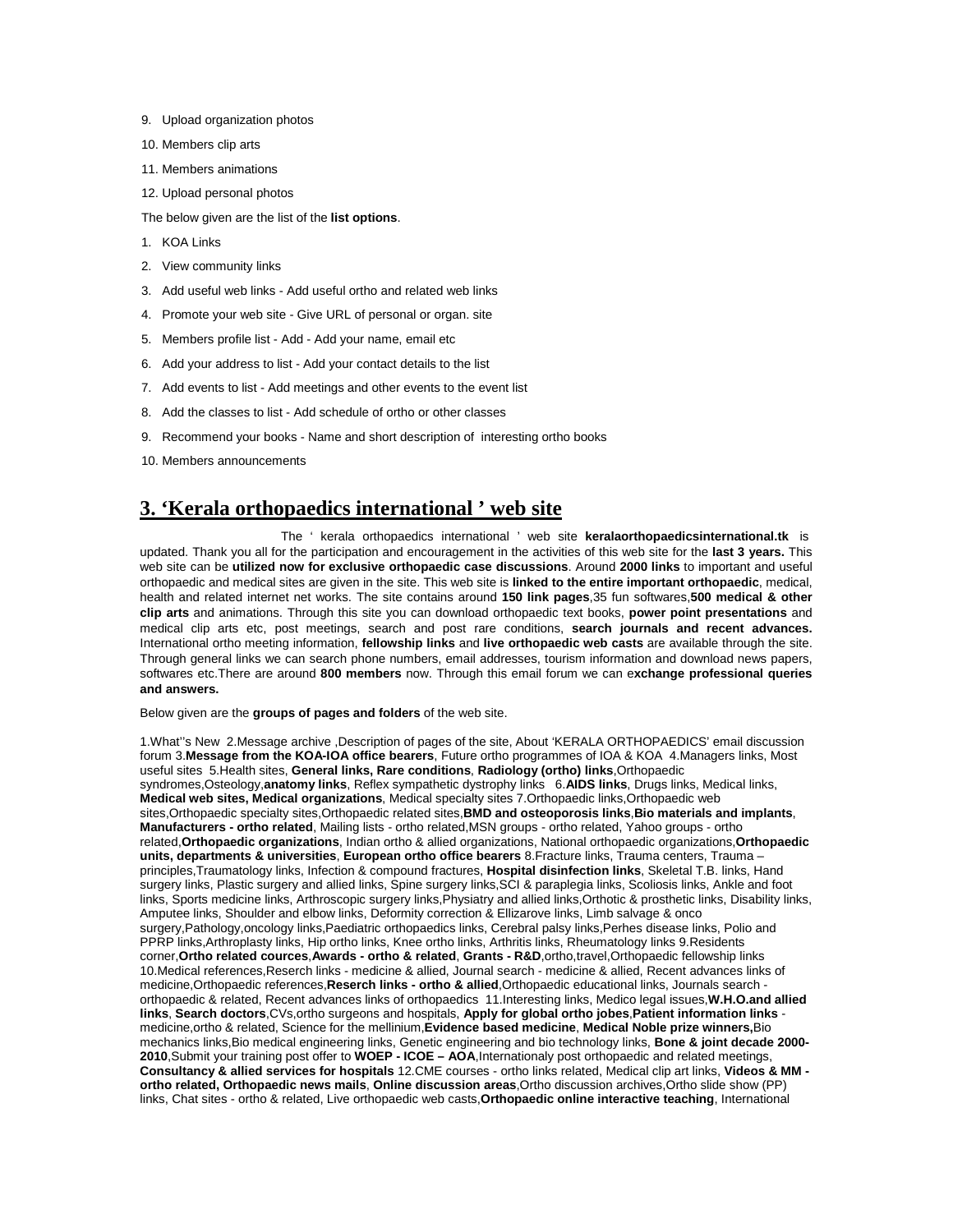9. Upload organization photos
10. Members clip arts
11. Members animations
12. Upload personal photos

The below given are the list of the **list options**.

1. KOA Links
2. View community links
3. Add useful web links - Add useful ortho and related web links
4. Promote your web site - Give URL of personal or organ. site
5. Members profile list - Add - Add your name, email etc
6. Add your address to list - Add your contact details to the list
7. Add events to list - Add meetings and other events to the event list
8. Add the classes to list - Add schedule of ortho or other classes
9. Recommend your books - Name and short description of interesting ortho books
10. Members announcements

## 3. 'Kerala orthopaedics international ' web site

The ' kerala orthopaedics international ' web site **keralaorthopaedicsinternational.tk** is updated. Thank you all for the participation and encouragement in the activities of this web site for the **last 3 years.** This web site can be **utilized now for exclusive orthopaedic case discussions**. Around **2000 links** to important and useful orthopaedic and medical sites are given in the site. This web site is **linked to the entire important orthopaedic**, medical, health and related internet net works. The site contains around **150 link pages**,35 fun softwares,**500 medical & other clip arts** and animations. Through this site you can download orthopaedic text books, **power point presentations** and medical clip arts etc, post meetings, search and post rare conditions, **search journals and recent advances.** International ortho meeting information, **fellowship links** and **live orthopaedic web casts** are available through the site. Through general links we can search phone numbers, email addresses, tourism information and download news papers, softwares etc.There are around **800 members** now. Through this email forum we can e**xchange professional queries and answers.**

Below given are the **groups of pages and folders** of the web site.

1.What''s New 2.Message archive ,Description of pages of the site, About 'KERALA ORTHOPAEDICS' email discussion forum 3.**Message from the KOA-IOA office bearers**, Future ortho programmes of IOA & KOA 4.Managers links, Most useful sites 5.Health sites, **General links, Rare conditions**, **Radiology (ortho) links**,Orthopaedic syndromes,Osteology,**anatomy links**, Reflex sympathetic dystrophy links 6.**AIDS links**, Drugs links, Medical links, **Medical web sites, Medical organizations**, Medical specialty sites 7.Orthopaedic links,Orthopaedic web sites,Orthopaedic specialty sites,Orthopaedic related sites,**BMD and osteoporosis links**,**Bio materials and implants**, **Manufacturers - ortho related**, Mailing lists - ortho related,MSN groups - ortho related, Yahoo groups - ortho related,**Orthopaedic organizations**, Indian ortho & allied organizations, National orthopaedic organizations,**Orthopaedic units, departments & universities**, **European ortho office bearers** 8.Fracture links, Trauma centers, Trauma – principles,Traumatology links, Infection & compound fractures, **Hospital disinfection links**, Skeletal T.B. links, Hand surgery links, Plastic surgery and allied links, Spine surgery links,SCI & paraplegia links, Scoliosis links, Ankle and foot links, Sports medicine links, Arthroscopic surgery links,Physiatry and allied links,Orthotic & prosthetic links, Disability links, Amputee links, Shoulder and elbow links, Deformity correction & Ellizarove links, Limb salvage & onco surgery,Pathology,oncology links,Paediatric orthopaedics links, Cerebral palsy links,Perhes disease links, Polio and PPRP links,Arthroplasty links, Hip ortho links, Knee ortho links, Arthritis links, Rheumatology links 9.Residents corner,**Ortho related cources**,**Awards - ortho & related**, **Grants - R&D**,ortho,travel,Orthopaedic fellowship links 10.Medical references,Reserch links - medicine & allied, Journal search - medicine & allied, Recent advances links of medicine,Orthopaedic references,**Reserch links - ortho & allied**,Orthopaedic educational links, Journals search - orthopaedic & related, Recent advances links of orthopaedics 11.Interesting links, Medico legal issues,**W.H.O.and allied links**, **Search doctors**,CVs,ortho surgeons and hospitals, **Apply for global ortho jobes**,**Patient information links** - medicine,ortho & related, Science for the mellinium,**Evidence based medicine**, **Medical Noble prize winners,**Bio mechanics links,Bio medical engineering links, Genetic engineering and bio technology links, **Bone & joint decade 2000-2010**,Submit your training post offer to **WOEP - ICOE – AOA**,Internationaly post orthopaedic and related meetings, **Consultancy & allied services for hospitals** 12.CME courses - ortho links related, Medical clip art links, **Videos & MM - ortho related, Orthopaedic news mails**, **Online discussion areas**,Ortho discussion archives,Ortho slide show (PP) links, Chat sites - ortho & related, Live orthopaedic web casts,**Orthopaedic online interactive teaching**, International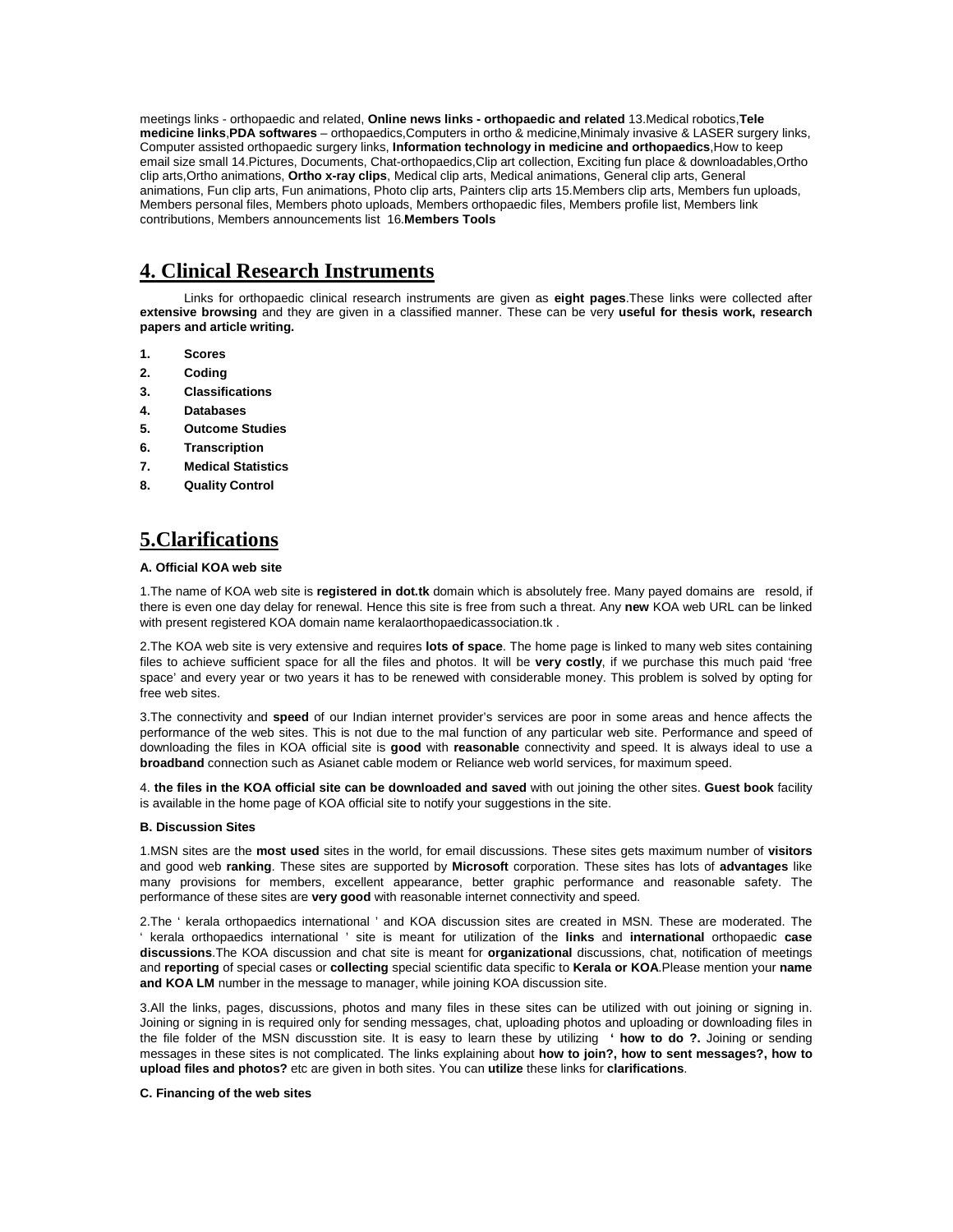meetings links - orthopaedic and related, **Online news links - orthopaedic and related** 13.Medical robotics,**Tele medicine links**,**PDA softwares** – orthopaedics,Computers in ortho & medicine,Minimaly invasive & LASER surgery links, Computer assisted orthopaedic surgery links, **Information technology in medicine and orthopaedics**,How to keep email size small 14.Pictures, Documents, Chat-orthopaedics,Clip art collection, Exciting fun place & downloadables,Ortho clip arts,Ortho animations, **Ortho x-ray clips**, Medical clip arts, Medical animations, General clip arts, General animations, Fun clip arts, Fun animations, Photo clip arts, Painters clip arts 15.Members clip arts, Members fun uploads, Members personal files, Members photo uploads, Members orthopaedic files, Members profile list, Members link contributions, Members announcements list 16.**Members Tools**

## 4. Clinical Research Instruments

Links for orthopaedic clinical research instruments are given as **eight pages**.These links were collected after **extensive browsing** and they are given in a classified manner. These can be very **useful for thesis work, research papers and article writing.**

1. **Scores**
2. **Coding**
3. **Classifications**
4. **Databases**
5. **Outcome Studies**
6. **Transcription**
7. **Medical Statistics**
8. **Quality Control**

## 5.Clarifications

**A. Official KOA web site**

1.The name of KOA web site is **registered in dot.tk** domain which is absolutely free. Many payed domains are resold, if there is even one day delay for renewal. Hence this site is free from such a threat. Any **new** KOA web URL can be linked with present registered KOA domain name keralaorthopaedicassociation.tk .

2.The KOA web site is very extensive and requires **lots of space**. The home page is linked to many web sites containing files to achieve sufficient space for all the files and photos. It will be **very costly**, if we purchase this much paid 'free space' and every year or two years it has to be renewed with considerable money. This problem is solved by opting for free web sites.

3.The connectivity and **speed** of our Indian internet provider's services are poor in some areas and hence affects the performance of the web sites. This is not due to the mal function of any particular web site. Performance and speed of downloading the files in KOA official site is **good** with **reasonable** connectivity and speed. It is always ideal to use a **broadband** connection such as Asianet cable modem or Reliance web world services, for maximum speed.

4. **the files in the KOA official site can be downloaded and saved** with out joining the other sites. **Guest book** facility is available in the home page of KOA official site to notify your suggestions in the site.

**B. Discussion Sites**

1.MSN sites are the **most used** sites in the world, for email discussions. These sites gets maximum number of **visitors** and good web **ranking**. These sites are supported by **Microsoft** corporation. These sites has lots of **advantages** like many provisions for members, excellent appearance, better graphic performance and reasonable safety. The performance of these sites are **very good** with reasonable internet connectivity and speed.

2.The ' kerala orthopaedics international ' and KOA discussion sites are created in MSN. These are moderated. The ' kerala orthopaedics international ' site is meant for utilization of the **links** and **international** orthopaedic **case discussions**.The KOA discussion and chat site is meant for **organizational** discussions, chat, notification of meetings and **reporting** of special cases or **collecting** special scientific data specific to **Kerala or KOA**.Please mention your **name and KOA LM** number in the message to manager, while joining KOA discussion site.

3.All the links, pages, discussions, photos and many files in these sites can be utilized with out joining or signing in. Joining or signing in is required only for sending messages, chat, uploading photos and uploading or downloading files in the file folder of the MSN discusstion site. It is easy to learn these by utilizing **' how to do ?.** Joining or sending messages in these sites is not complicated. The links explaining about **how to join?, how to sent messages?, how to upload files and photos?** etc are given in both sites. You can **utilize** these links for **clarifications**.

**C. Financing of the web sites**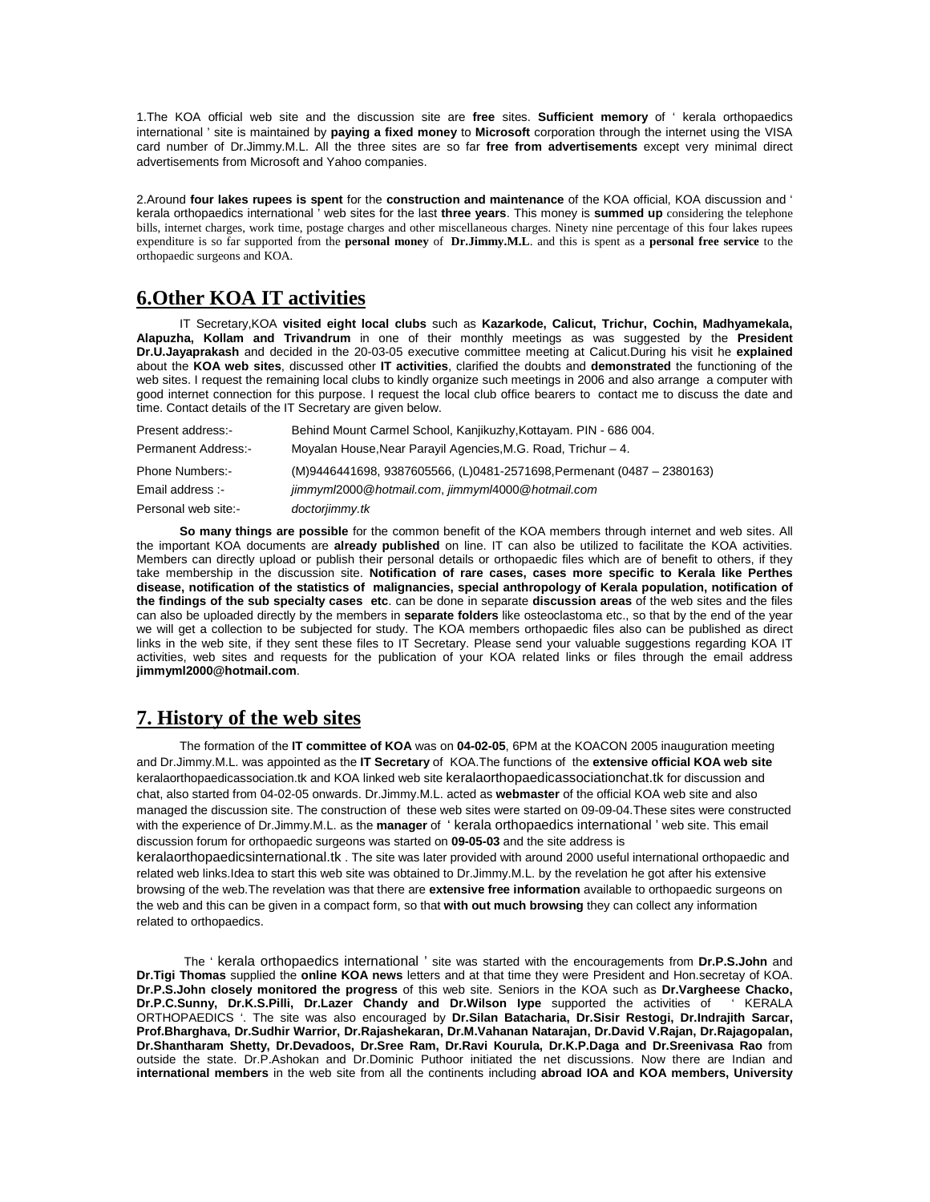1.The KOA official web site and the discussion site are **free** sites. **Sufficient memory** of ' kerala orthopaedics international ' site is maintained by **paying a fixed money** to **Microsoft** corporation through the internet using the VISA card number of Dr.Jimmy.M.L. All the three sites are so far **free from advertisements** except very minimal direct advertisements from Microsoft and Yahoo companies.

2.Around **four lakes rupees is spent** for the **construction and maintenance** of the KOA official, KOA discussion and ' kerala orthopaedics international ' web sites for the last **three years**. This money is **summed up** considering the telephone bills, internet charges, work time, postage charges and other miscellaneous charges. Ninety nine percentage of this four lakes rupees expenditure is so far supported from the **personal money** of **Dr.Jimmy.M.L**. and this is spent as a **personal free service** to the orthopaedic surgeons and KOA.

## 6.Other KOA IT activities

IT Secretary,KOA **visited eight local clubs** such as **Kazarkode, Calicut, Trichur, Cochin, Madhyamekala, Alapuzha, Kollam and Trivandrum** in one of their monthly meetings as was suggested by the **President Dr.U.Jayaprakash** and decided in the 20-03-05 executive committee meeting at Calicut.During his visit he **explained** about the **KOA web sites**, discussed other **IT activities**, clarified the doubts and **demonstrated** the functioning of the web sites. I request the remaining local clubs to kindly organize such meetings in 2006 and also arrange a computer with good internet connection for this purpose. I request the local club office bearers to contact me to discuss the date and time. Contact details of the IT Secretary are given below.

| | |
|---|---|
| Present address:- | Behind Mount Carmel School, Kanjikuzhy,Kottayam. PIN - 686 004. |
| Permanent Address:- | Moyalan House,Near Parayil Agencies,M.G. Road, Trichur – 4. |
| Phone Numbers:- | (M)9446441698, 9387605566, (L)0481-2571698,Permenant (0487 – 2380163) |
| Email address :- | *jimmyml2000@hotmail.com*, *jimmyml4000@hotmail.com* |
| Personal web site:- | *doctorjimmy.tk* |

**So many things are possible** for the common benefit of the KOA members through internet and web sites. All the important KOA documents are **already published** on line. IT can also be utilized to facilitate the KOA activities. Members can directly upload or publish their personal details or orthopaedic files which are of benefit to others, if they take membership in the discussion site. **Notification of rare cases, cases more specific to Kerala like Perthes disease, notification of the statistics of malignancies, special anthropology of Kerala population, notification of the findings of the sub specialty cases etc**. can be done in separate **discussion areas** of the web sites and the files can also be uploaded directly by the members in **separate folders** like osteoclastoma etc., so that by the end of the year we will get a collection to be subjected for study. The KOA members orthopaedic files also can be published as direct links in the web site, if they sent these files to IT Secretary. Please send your valuable suggestions regarding KOA IT activities, web sites and requests for the publication of your KOA related links or files through the email address **jimmyml2000@hotmail.com**.

## 7. History of the web sites

The formation of the **IT committee of KOA** was on **04-02-05**, 6PM at the KOACON 2005 inauguration meeting and Dr.Jimmy.M.L. was appointed as the **IT Secretary** of KOA.The functions of the **extensive official KOA web site** keralaorthopaedicassociation.tk and KOA linked web site keralaorthopaedicassociationchat.tk for discussion and chat, also started from 04-02-05 onwards. Dr.Jimmy.M.L. acted as **webmaster** of the official KOA web site and also managed the discussion site. The construction of these web sites were started on 09-09-04.These sites were constructed with the experience of Dr.Jimmy.M.L. as the **manager** of ' kerala orthopaedics international ' web site. This email discussion forum for orthopaedic surgeons was started on **09-05-03** and the site address is keralaorthopaedicsinternational.tk . The site was later provided with around 2000 useful international orthopaedic and related web links.Idea to start this web site was obtained to Dr.Jimmy.M.L. by the revelation he got after his extensive browsing of the web.The revelation was that there are **extensive free information** available to orthopaedic surgeons on the web and this can be given in a compact form, so that **with out much browsing** they can collect any information related to orthopaedics.

The ' kerala orthopaedics international ' site was started with the encouragements from **Dr.P.S.John** and **Dr.Tigi Thomas** supplied the **online KOA news** letters and at that time they were President and Hon.secretay of KOA. **Dr.P.S.John closely monitored the progress** of this web site. Seniors in the KOA such as **Dr.Vargheese Chacko, Dr.P.C.Sunny, Dr.K.S.Pilli, Dr.Lazer Chandy and Dr.Wilson Iype** supported the activities of ' KERALA ORTHOPAEDICS '. The site was also encouraged by **Dr.Silan Batacharia, Dr.Sisir Restogi, Dr.Indrajith Sarcar, Prof.Bharghava, Dr.Sudhir Warrior, Dr.Rajashekaran, Dr.M.Vahanan Natarajan, Dr.David V.Rajan, Dr.Rajagopalan, Dr.Shantharam Shetty, Dr.Devadoos, Dr.Sree Ram, Dr.Ravi Kourula, Dr.K.P.Daga and Dr.Sreenivasa Rao** from outside the state. Dr.P.Ashokan and Dr.Dominic Puthoor initiated the net discussions. Now there are Indian and **international members** in the web site from all the continents including **abroad IOA and KOA members, University**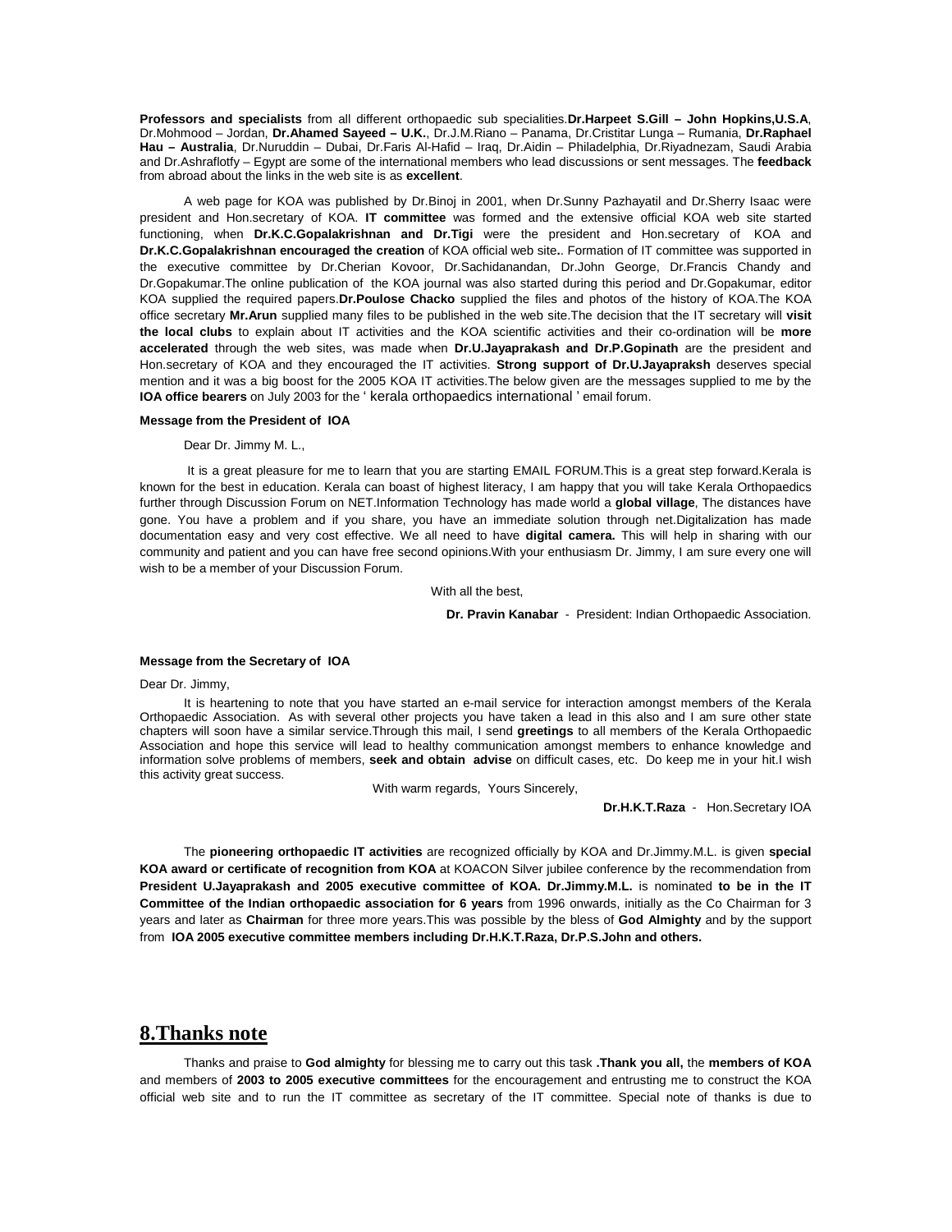**Professors and specialists** from all different orthopaedic sub specialities.**Dr.Harpeet S.Gill – John Hopkins,U.S.A**, Dr.Mohmood – Jordan, **Dr.Ahamed Sayeed – U.K.**, Dr.J.M.Riano – Panama, Dr.Cristitar Lunga – Rumania, **Dr.Raphael Hau – Australia**, Dr.Nuruddin – Dubai, Dr.Faris Al-Hafid – Iraq, Dr.Aidin – Philadelphia, Dr.Riyadnezam, Saudi Arabia and Dr.Ashraflotfy – Egypt are some of the international members who lead discussions or sent messages. The **feedback** from abroad about the links in the web site is as **excellent**.

A web page for KOA was published by Dr.Binoj in 2001, when Dr.Sunny Pazhayatil and Dr.Sherry Isaac were president and Hon.secretary of KOA. **IT committee** was formed and the extensive official KOA web site started functioning, when **Dr.K.C.Gopalakrishnan and Dr.Tigi** were the president and Hon.secretary of KOA and **Dr.K.C.Gopalakrishnan encouraged the creation** of KOA official web site**.**. Formation of IT committee was supported in the executive committee by Dr.Cherian Kovoor, Dr.Sachidanandan, Dr.John George, Dr.Francis Chandy and Dr.Gopakumar.The online publication of the KOA journal was also started during this period and Dr.Gopakumar, editor KOA supplied the required papers.**Dr.Poulose Chacko** supplied the files and photos of the history of KOA.The KOA office secretary **Mr.Arun** supplied many files to be published in the web site.The decision that the IT secretary will **visit the local clubs** to explain about IT activities and the KOA scientific activities and their co-ordination will be **more accelerated** through the web sites, was made when **Dr.U.Jayaprakash and Dr.P.Gopinath** are the president and Hon.secretary of KOA and they encouraged the IT activities. **Strong support of Dr.U.Jayapraksh** deserves special mention and it was a big boost for the 2005 KOA IT activities.The below given are the messages supplied to me by the **IOA office bearers** on July 2003 for the ' kerala orthopaedics international ' email forum.

**Message from the President of IOA**

Dear Dr. Jimmy M. L.,

It is a great pleasure for me to learn that you are starting EMAIL FORUM.This is a great step forward.Kerala is known for the best in education. Kerala can boast of highest literacy, I am happy that you will take Kerala Orthopaedics further through Discussion Forum on NET.Information Technology has made world a **global village**, The distances have gone. You have a problem and if you share, you have an immediate solution through net.Digitalization has made documentation easy and very cost effective. We all need to have **digital camera.** This will help in sharing with our community and patient and you can have free second opinions.With your enthusiasm Dr. Jimmy, I am sure every one will wish to be a member of your Discussion Forum.

With all the best,

**Dr. Pravin Kanabar** - President: Indian Orthopaedic Association.

**Message from the Secretary of IOA**

Dear Dr. Jimmy,

It is heartening to note that you have started an e-mail service for interaction amongst members of the Kerala Orthopaedic Association. As with several other projects you have taken a lead in this also and I am sure other state chapters will soon have a similar service.Through this mail, I send **greetings** to all members of the Kerala Orthopaedic Association and hope this service will lead to healthy communication amongst members to enhance knowledge and information solve problems of members, **seek and obtain advise** on difficult cases, etc. Do keep me in your hit.I wish this activity great success.

With warm regards, Yours Sincerely,

**Dr.H.K.T.Raza** - Hon.Secretary IOA

The **pioneering orthopaedic IT activities** are recognized officially by KOA and Dr.Jimmy.M.L. is given **special KOA award or certificate of recognition from KOA** at KOACON Silver jubilee conference by the recommendation from **President U.Jayaprakash and 2005 executive committee of KOA. Dr.Jimmy.M.L.** is nominated **to be in the IT Committee of the Indian orthopaedic association for 6 years** from 1996 onwards, initially as the Co Chairman for 3 years and later as **Chairman** for three more years.This was possible by the bless of **God Almighty** and by the support from **IOA 2005 executive committee members including Dr.H.K.T.Raza, Dr.P.S.John and others.**

## 8.Thanks note

Thanks and praise to **God almighty** for blessing me to carry out this task **.Thank you all,** the **members of KOA** and members of **2003 to 2005 executive committees** for the encouragement and entrusting me to construct the KOA official web site and to run the IT committee as secretary of the IT committee. Special note of thanks is due to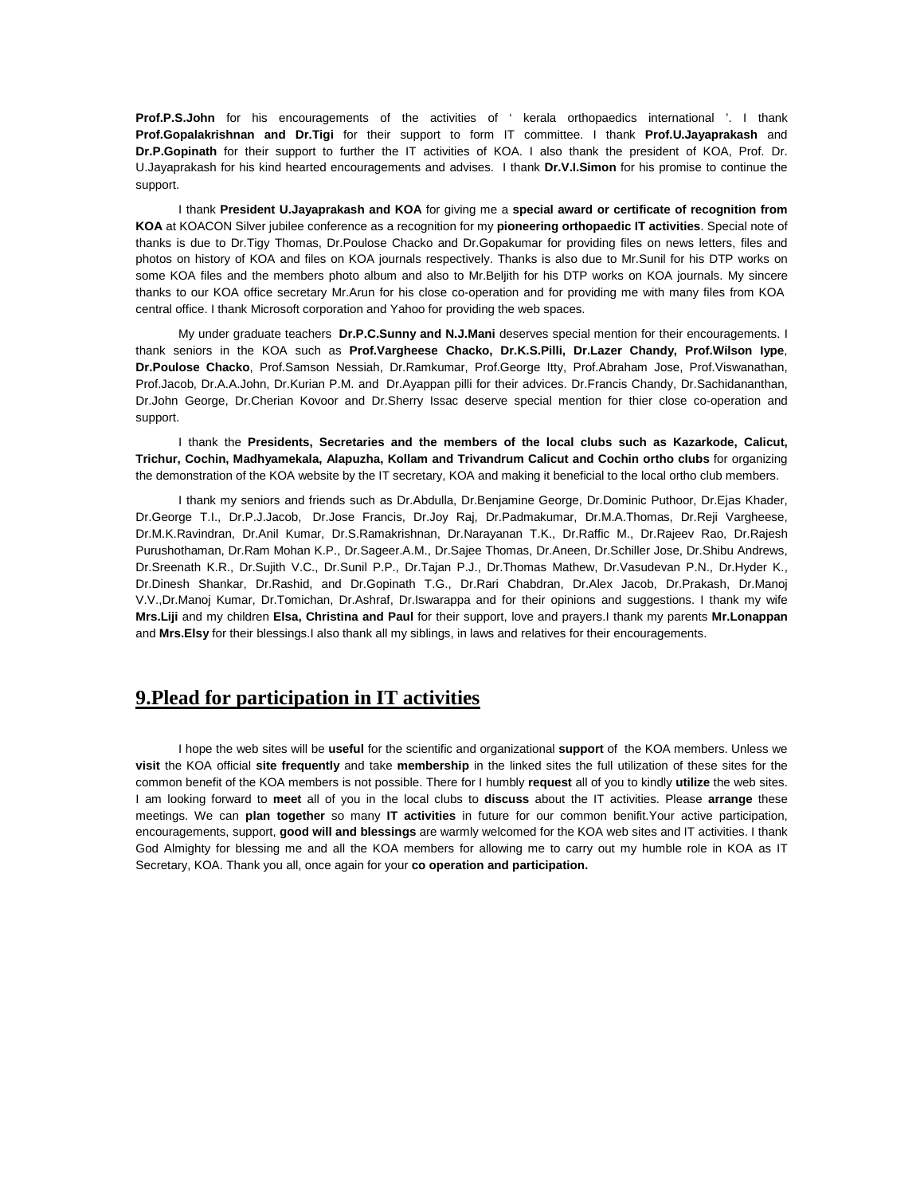**Prof.P.S.John** for his encouragements of the activities of ' kerala orthopaedics international '. I thank **Prof.Gopalakrishnan and Dr.Tigi** for their support to form IT committee. I thank **Prof.U.Jayaprakash** and **Dr.P.Gopinath** for their support to further the IT activities of KOA. I also thank the president of KOA, Prof. Dr. U.Jayaprakash for his kind hearted encouragements and advises. I thank **Dr.V.I.Simon** for his promise to continue the support.

I thank **President U.Jayaprakash and KOA** for giving me a **special award or certificate of recognition from KOA** at KOACON Silver jubilee conference as a recognition for my **pioneering orthopaedic IT activities**. Special note of thanks is due to Dr.Tigy Thomas, Dr.Poulose Chacko and Dr.Gopakumar for providing files on news letters, files and photos on history of KOA and files on KOA journals respectively. Thanks is also due to Mr.Sunil for his DTP works on some KOA files and the members photo album and also to Mr.Beljith for his DTP works on KOA journals. My sincere thanks to our KOA office secretary Mr.Arun for his close co-operation and for providing me with many files from KOA central office. I thank Microsoft corporation and Yahoo for providing the web spaces.

My under graduate teachers **Dr.P.C.Sunny and N.J.Mani** deserves special mention for their encouragements. I thank seniors in the KOA such as **Prof.Vargheese Chacko, Dr.K.S.Pilli, Dr.Lazer Chandy, Prof.Wilson Iype**, **Dr.Poulose Chacko**, Prof.Samson Nessiah, Dr.Ramkumar, Prof.George Itty, Prof.Abraham Jose, Prof.Viswanathan, Prof.Jacob, Dr.A.A.John, Dr.Kurian P.M. and Dr.Ayappan pilli for their advices. Dr.Francis Chandy, Dr.Sachidananthan, Dr.John George, Dr.Cherian Kovoor and Dr.Sherry Issac deserve special mention for thier close co-operation and support.

I thank the **Presidents, Secretaries and the members of the local clubs such as Kazarkode, Calicut, Trichur, Cochin, Madhyamekala, Alapuzha, Kollam and Trivandrum Calicut and Cochin ortho clubs** for organizing the demonstration of the KOA website by the IT secretary, KOA and making it beneficial to the local ortho club members.

I thank my seniors and friends such as Dr.Abdulla, Dr.Benjamine George, Dr.Dominic Puthoor, Dr.Ejas Khader, Dr.George T.I., Dr.P.J.Jacob, Dr.Jose Francis, Dr.Joy Raj, Dr.Padmakumar, Dr.M.A.Thomas, Dr.Reji Vargheese, Dr.M.K.Ravindran, Dr.Anil Kumar, Dr.S.Ramakrishnan, Dr.Narayanan T.K., Dr.Raffic M., Dr.Rajeev Rao, Dr.Rajesh Purushothaman, Dr.Ram Mohan K.P., Dr.Sageer.A.M., Dr.Sajee Thomas, Dr.Aneen, Dr.Schiller Jose, Dr.Shibu Andrews, Dr.Sreenath K.R., Dr.Sujith V.C., Dr.Sunil P.P., Dr.Tajan P.J., Dr.Thomas Mathew, Dr.Vasudevan P.N., Dr.Hyder K., Dr.Dinesh Shankar, Dr.Rashid, and Dr.Gopinath T.G., Dr.Rari Chabdran, Dr.Alex Jacob, Dr.Prakash, Dr.Manoj V.V.,Dr.Manoj Kumar, Dr.Tomichan, Dr.Ashraf, Dr.Iswarappa and for their opinions and suggestions. I thank my wife **Mrs.Liji** and my children **Elsa, Christina and Paul** for their support, love and prayers.I thank my parents **Mr.Lonappan** and **Mrs.Elsy** for their blessings.I also thank all my siblings, in laws and relatives for their encouragements.

## 9.Plead for participation in IT activities

I hope the web sites will be **useful** for the scientific and organizational **support** of the KOA members. Unless we **visit** the KOA official **site frequently** and take **membership** in the linked sites the full utilization of these sites for the common benefit of the KOA members is not possible. There for I humbly **request** all of you to kindly **utilize** the web sites. I am looking forward to **meet** all of you in the local clubs to **discuss** about the IT activities. Please **arrange** these meetings. We can **plan together** so many **IT activities** in future for our common benifit.Your active participation, encouragements, support, **good will and blessings** are warmly welcomed for the KOA web sites and IT activities. I thank God Almighty for blessing me and all the KOA members for allowing me to carry out my humble role in KOA as IT Secretary, KOA. Thank you all, once again for your **co operation and participation.**